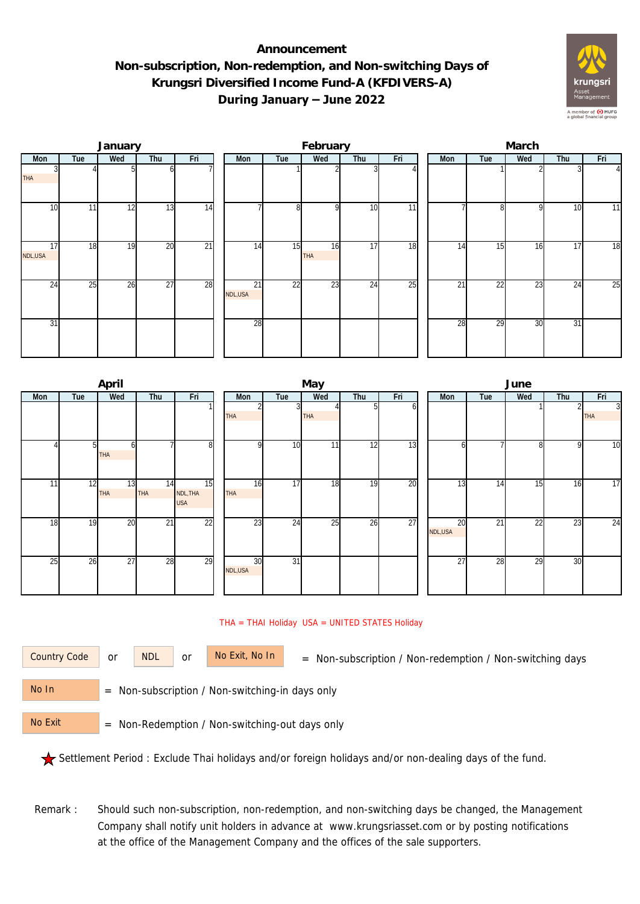# Announcement
## Non-subscription, Non-redemption, and Non-switching Days of Krungsri Diversified Income Fund-A (KFDIVERS-A) During January – June 2022

### January

| Mon | Tue | Wed | Thu | Fri |
|---|---|---|---|---|
| 3 THA | 4 | 5 | 6 | 7 |
| 10 | 11 | 12 | 13 | 14 |
| 17 NDL,USA | 18 | 19 | 20 | 21 |
| 24 | 25 | 26 | 27 | 28 |
| 31 | | | | |

### February

| Mon | Tue | Wed | Thu | Fri |
|---|---|---|---|---|
| | 1 | 2 | 3 | 4 |
| 7 | 8 | 9 | 10 | 11 |
| 14 | 15 | 16 THA | 17 | 18 |
| 21 NDL,USA | 22 | 23 | 24 | 25 |
| 28 | | | | |

### March

| Mon | Tue | Wed | Thu | Fri |
|---|---|---|---|---|
| | 1 | 2 | 3 | 4 |
| 7 | 8 | 9 | 10 | 11 |
| 14 | 15 | 16 | 17 | 18 |
| 21 | 22 | 23 | 24 | 25 |
| 28 | 29 | 30 | 31 | |

### April

| Mon | Tue | Wed | Thu | Fri |
|---|---|---|---|---|
| | | | | 1 |
| 4 | 5 | 6 THA | 7 | 8 |
| 11 | 12 | 13 THA | 14 THA | 15 NDL,THA USA |
| 18 | 19 | 20 | 21 | 22 |
| 25 | 26 | 27 | 28 | 29 |

### May

| Mon | Tue | Wed | Thu | Fri |
|---|---|---|---|---|
| 2 THA | 3 | 4 THA | 5 | 6 |
| 9 | 10 | 11 | 12 | 13 |
| 16 THA | 17 | 18 | 19 | 20 |
| 23 | 24 | 25 | 26 | 27 |
| 30 NDL,USA | 31 | | | |

### June

| Mon | Tue | Wed | Thu | Fri |
|---|---|---|---|---|
| | | 1 | 2 | 3 THA |
| 6 | 7 | 8 | 9 | 10 |
| 13 | 14 | 15 | 16 | 17 |
| 20 NDL,USA | 21 | 22 | 23 | 24 |
| 27 | 28 | 29 | 30 | |

THA = THAI Holiday USA = UNITED STATES Holiday

Country Code or NDL or No Exit, No In = Non-subscription / Non-redemption / Non-switching days

No In = Non-subscription / Non-switching-in days only

No Exit = Non-Redemption / Non-switching-out days only

★ Settlement Period : Exclude Thai holidays and/or foreign holidays and/or non-dealing days of the fund.

Remark : Should such non-subscription, non-redemption, and non-switching days be changed, the Management Company shall notify unit holders in advance at www.krungsriasset.com or by posting notifications at the office of the Management Company and the offices of the sale supporters.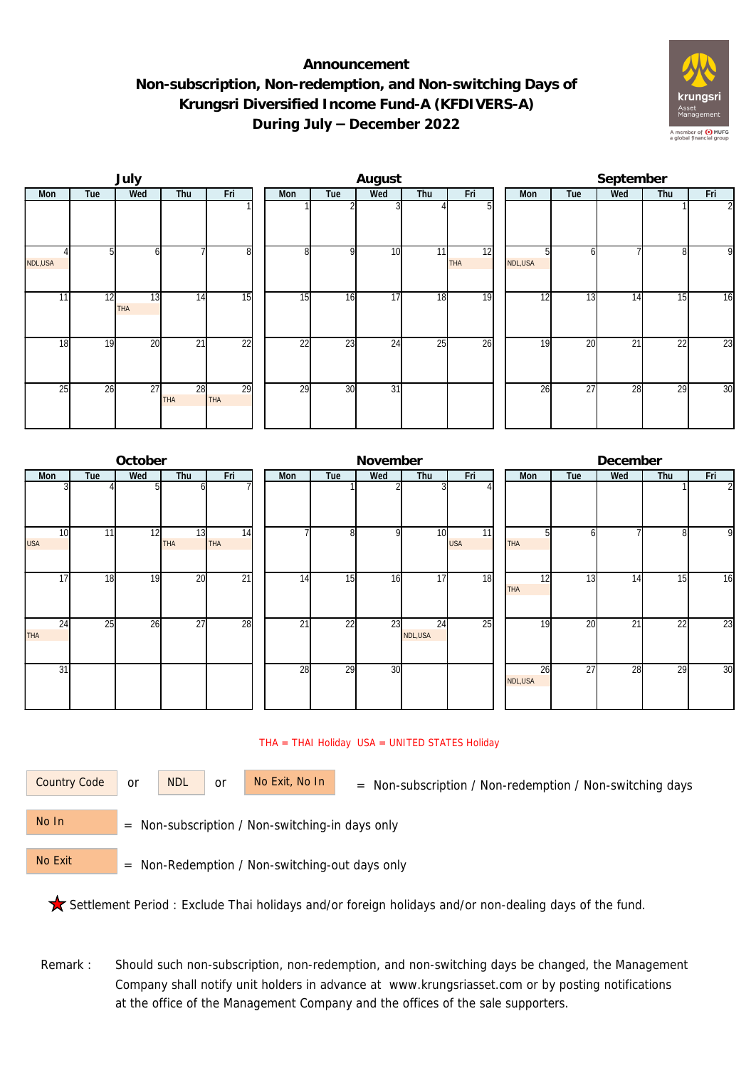# Announcement
## Non-subscription, Non-redemption, and Non-switching Days of Krungsri Diversified Income Fund-A (KFDIVERS-A) During July – December 2022

### July

| Mon | Tue | Wed | Thu | Fri |
|---|---|---|---|---|
| | | | | 1 |
| 4 NDL,USA | 5 | 6 | 7 | 8 |
| 11 | 12 | 13 THA | 14 | 15 |
| 18 | 19 | 20 | 21 | 22 |
| 25 | 26 | 27 | 28 THA | 29 THA |

### August

| Mon | Tue | Wed | Thu | Fri |
|---|---|---|---|---|
| 1 | 2 | 3 | 4 | 5 |
| 8 | 9 | 10 | 11 | 12 THA |
| 15 | 16 | 17 | 18 | 19 |
| 22 | 23 | 24 | 25 | 26 |
| 29 | 30 | 31 | | |

### September

| Mon | Tue | Wed | Thu | Fri |
|---|---|---|---|---|
| | | | 1 | 2 |
| 5 NDL,USA | 6 | 7 | 8 | 9 |
| 12 | 13 | 14 | 15 | 16 |
| 19 | 20 | 21 | 22 | 23 |
| 26 | 27 | 28 | 29 | 30 |

### October

| Mon | Tue | Wed | Thu | Fri |
|---|---|---|---|---|
| 3 | 4 | 5 | 6 | 7 |
| 10 USA | 11 | 12 | 13 THA | 14 THA |
| 17 | 18 | 19 | 20 | 21 |
| 24 THA | 25 | 26 | 27 | 28 |
| 31 | | | | |

### November

| Mon | Tue | Wed | Thu | Fri |
|---|---|---|---|---|
| | 1 | 2 | 3 | 4 |
| 7 | 8 | 9 | 10 | 11 USA |
| 14 | 15 | 16 | 17 | 18 |
| 21 | 22 | 23 | 24 NDL,USA | 25 |
| 28 | 29 | 30 | | |

### December

| Mon | Tue | Wed | Thu | Fri |
|---|---|---|---|---|
| | | | 1 | 2 |
| 5 THA | 6 | 7 | 8 | 9 |
| 12 THA | 13 | 14 | 15 | 16 |
| 19 | 20 | 21 | 22 | 23 |
| 26 NDL,USA | 27 | 28 | 29 | 30 |

THA = THAI Holiday USA = UNITED STATES Holiday

Country Code or NDL or No Exit, No In = Non-subscription / Non-redemption / Non-switching days

No In = Non-subscription / Non-switching-in days only

No Exit = Non-Redemption / Non-switching-out days only

★ Settlement Period : Exclude Thai holidays and/or foreign holidays and/or non-dealing days of the fund.

Remark : Should such non-subscription, non-redemption, and non-switching days be changed, the Management Company shall notify unit holders in advance at www.krungsriasset.com or by posting notifications at the office of the Management Company and the offices of the sale supporters.